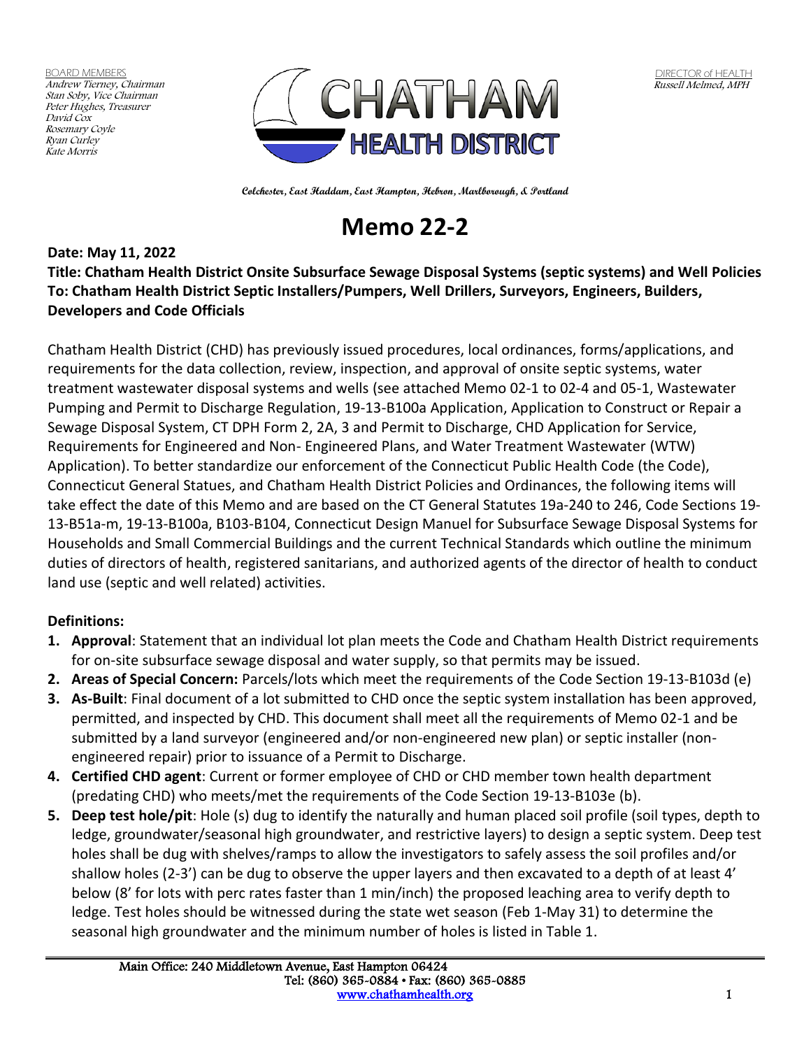BOARD MEMBERS
*Andrew Tierney, Chairman*
*Stan Soby, Vice Chairman*
*Peter Hughes, Treasurer*
*David Cox*
*Rosemary Coyle*
*Ryan Curley*
*Kate Morris*

CHATHAM HEALTH DISTRICT

DIRECTOR of HEALTH
*Russell Melmed, MPH*

**Colchester, East Haddam, East Hampton, Hebron, Marlborough, & Portland**

# Memo 22-2

**Date: May 11, 2022**
**Title: Chatham Health District Onsite Subsurface Sewage Disposal Systems (septic systems) and Well Policies**
**To: Chatham Health District Septic Installers/Pumpers, Well Drillers, Surveyors, Engineers, Builders, Developers and Code Officials**

Chatham Health District (CHD) has previously issued procedures, local ordinances, forms/applications, and requirements for the data collection, review, inspection, and approval of onsite septic systems, water treatment wastewater disposal systems and wells (see attached Memo 02-1 to 02-4 and 05-1, Wastewater Pumping and Permit to Discharge Regulation, 19-13-B100a Application, Application to Construct or Repair a Sewage Disposal System, CT DPH Form 2, 2A, 3 and Permit to Discharge, CHD Application for Service, Requirements for Engineered and Non- Engineered Plans, and Water Treatment Wastewater (WTW) Application). To better standardize our enforcement of the Connecticut Public Health Code (the Code), Connecticut General Statues, and Chatham Health District Policies and Ordinances, the following items will take effect the date of this Memo and are based on the CT General Statutes 19a-240 to 246, Code Sections 19-13-B51a-m, 19-13-B100a, B103-B104, Connecticut Design Manuel for Subsurface Sewage Disposal Systems for Households and Small Commercial Buildings and the current Technical Standards which outline the minimum duties of directors of health, registered sanitarians, and authorized agents of the director of health to conduct land use (septic and well related) activities.

**Definitions:**

1. **Approval**: Statement that an individual lot plan meets the Code and Chatham Health District requirements for on-site subsurface sewage disposal and water supply, so that permits may be issued.
2. **Areas of Special Concern:** Parcels/lots which meet the requirements of the Code Section 19-13-B103d (e)
3. **As-Built**: Final document of a lot submitted to CHD once the septic system installation has been approved, permitted, and inspected by CHD. This document shall meet all the requirements of Memo 02-1 and be submitted by a land surveyor (engineered and/or non-engineered new plan) or septic installer (non-engineered repair) prior to issuance of a Permit to Discharge.
4. **Certified CHD agent**: Current or former employee of CHD or CHD member town health department (predating CHD) who meets/met the requirements of the Code Section 19-13-B103e (b).
5. **Deep test hole/pit**: Hole (s) dug to identify the naturally and human placed soil profile (soil types, depth to ledge, groundwater/seasonal high groundwater, and restrictive layers) to design a septic system. Deep test holes shall be dug with shelves/ramps to allow the investigators to safely assess the soil profiles and/or shallow holes (2-3') can be dug to observe the upper layers and then excavated to a depth of at least 4' below (8' for lots with perc rates faster than 1 min/inch) the proposed leaching area to verify depth to ledge. Test holes should be witnessed during the state wet season (Feb 1-May 31) to determine the seasonal high groundwater and the minimum number of holes is listed in Table 1.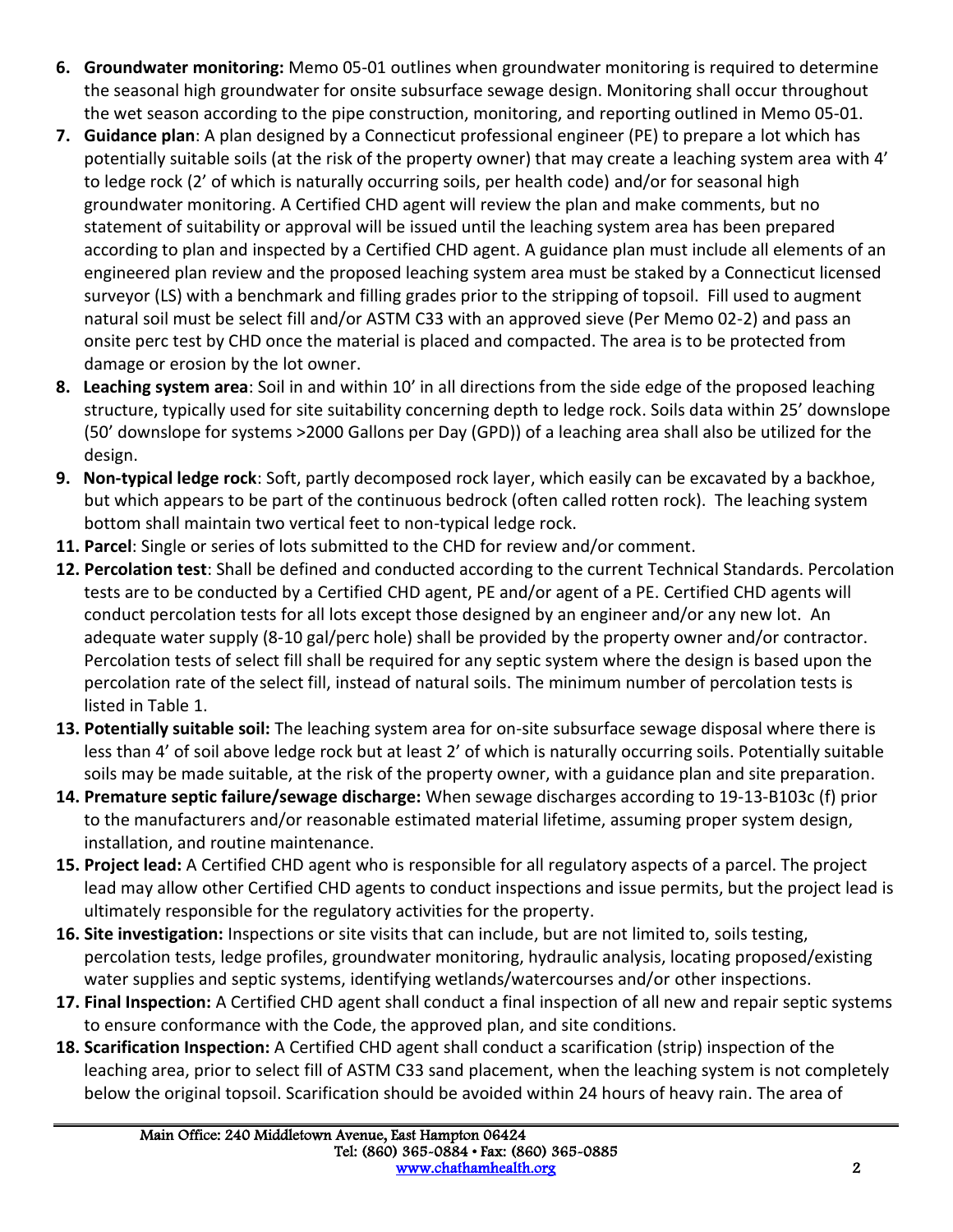6. **Groundwater monitoring:** Memo 05-01 outlines when groundwater monitoring is required to determine the seasonal high groundwater for onsite subsurface sewage design. Monitoring shall occur throughout the wet season according to the pipe construction, monitoring, and reporting outlined in Memo 05-01.
7. **Guidance plan**: A plan designed by a Connecticut professional engineer (PE) to prepare a lot which has potentially suitable soils (at the risk of the property owner) that may create a leaching system area with 4' to ledge rock (2' of which is naturally occurring soils, per health code) and/or for seasonal high groundwater monitoring. A Certified CHD agent will review the plan and make comments, but no statement of suitability or approval will be issued until the leaching system area has been prepared according to plan and inspected by a Certified CHD agent. A guidance plan must include all elements of an engineered plan review and the proposed leaching system area must be staked by a Connecticut licensed surveyor (LS) with a benchmark and filling grades prior to the stripping of topsoil. Fill used to augment natural soil must be select fill and/or ASTM C33 with an approved sieve (Per Memo 02-2) and pass an onsite perc test by CHD once the material is placed and compacted. The area is to be protected from damage or erosion by the lot owner.
8. **Leaching system area**: Soil in and within 10' in all directions from the side edge of the proposed leaching structure, typically used for site suitability concerning depth to ledge rock. Soils data within 25' downslope (50' downslope for systems >2000 Gallons per Day (GPD)) of a leaching area shall also be utilized for the design.
9. **Non-typical ledge rock**: Soft, partly decomposed rock layer, which easily can be excavated by a backhoe, but which appears to be part of the continuous bedrock (often called rotten rock). The leaching system bottom shall maintain two vertical feet to non-typical ledge rock.
11. **Parcel**: Single or series of lots submitted to the CHD for review and/or comment.
12. **Percolation test**: Shall be defined and conducted according to the current Technical Standards. Percolation tests are to be conducted by a Certified CHD agent, PE and/or agent of a PE. Certified CHD agents will conduct percolation tests for all lots except those designed by an engineer and/or any new lot. An adequate water supply (8-10 gal/perc hole) shall be provided by the property owner and/or contractor. Percolation tests of select fill shall be required for any septic system where the design is based upon the percolation rate of the select fill, instead of natural soils. The minimum number of percolation tests is listed in Table 1.
13. **Potentially suitable soil:** The leaching system area for on-site subsurface sewage disposal where there is less than 4' of soil above ledge rock but at least 2' of which is naturally occurring soils. Potentially suitable soils may be made suitable, at the risk of the property owner, with a guidance plan and site preparation.
14. **Premature septic failure/sewage discharge:** When sewage discharges according to 19-13-B103c (f) prior to the manufacturers and/or reasonable estimated material lifetime, assuming proper system design, installation, and routine maintenance.
15. **Project lead:** A Certified CHD agent who is responsible for all regulatory aspects of a parcel. The project lead may allow other Certified CHD agents to conduct inspections and issue permits, but the project lead is ultimately responsible for the regulatory activities for the property.
16. **Site investigation:** Inspections or site visits that can include, but are not limited to, soils testing, percolation tests, ledge profiles, groundwater monitoring, hydraulic analysis, locating proposed/existing water supplies and septic systems, identifying wetlands/watercourses and/or other inspections.
17. **Final Inspection:** A Certified CHD agent shall conduct a final inspection of all new and repair septic systems to ensure conformance with the Code, the approved plan, and site conditions.
18. **Scarification Inspection:** A Certified CHD agent shall conduct a scarification (strip) inspection of the leaching area, prior to select fill of ASTM C33 sand placement, when the leaching system is not completely below the original topsoil. Scarification should be avoided within 24 hours of heavy rain. The area of

Main Office: 240 Middletown Avenue, East Hampton 06424
Tel: (860) 365-0884 • Fax: (860) 365-0885
www.chathamhealth.org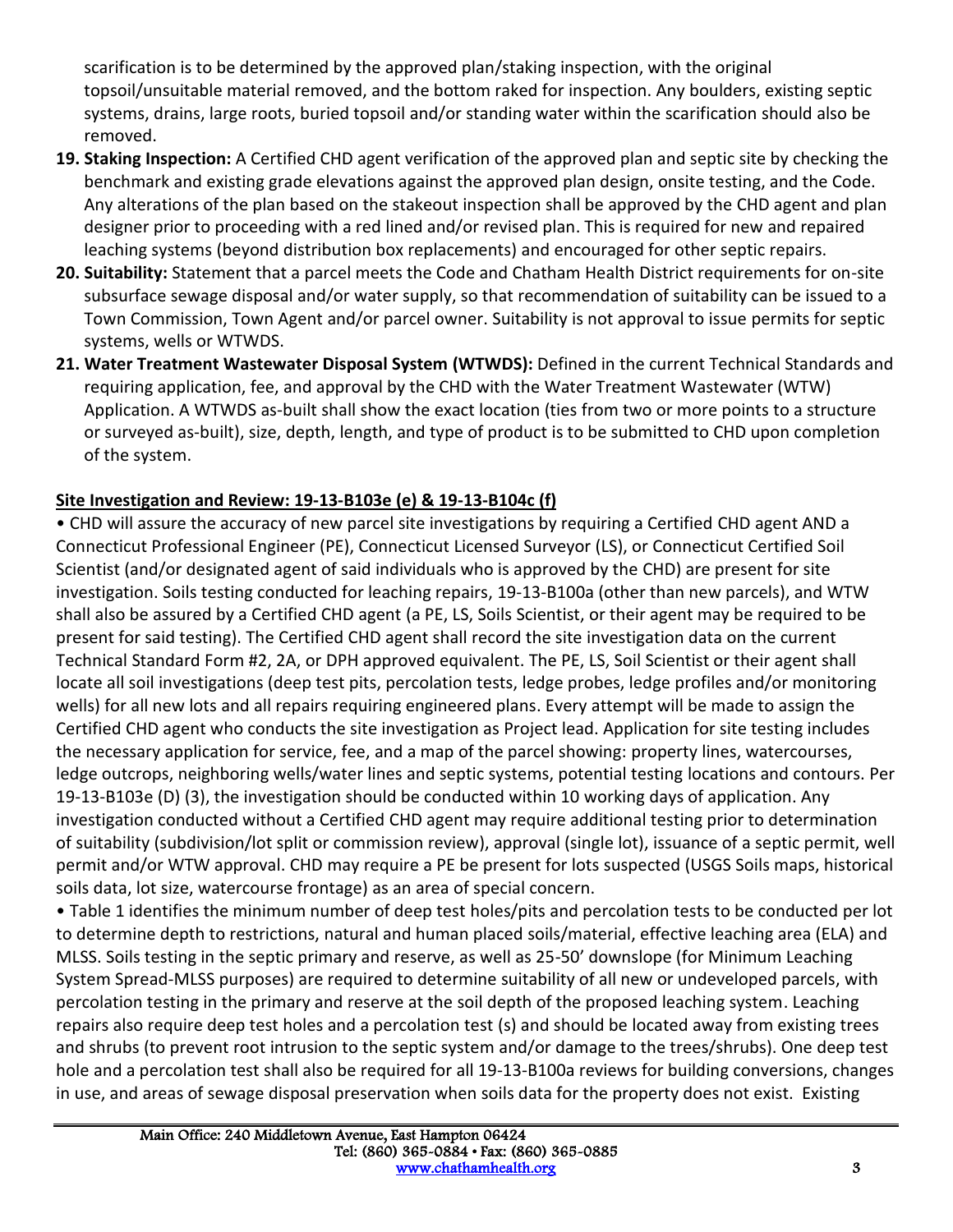scarification is to be determined by the approved plan/staking inspection, with the original topsoil/unsuitable material removed, and the bottom raked for inspection. Any boulders, existing septic systems, drains, large roots, buried topsoil and/or standing water within the scarification should also be removed.

19. **Staking Inspection:** A Certified CHD agent verification of the approved plan and septic site by checking the benchmark and existing grade elevations against the approved plan design, onsite testing, and the Code. Any alterations of the plan based on the stakeout inspection shall be approved by the CHD agent and plan designer prior to proceeding with a red lined and/or revised plan. This is required for new and repaired leaching systems (beyond distribution box replacements) and encouraged for other septic repairs.
20. **Suitability:** Statement that a parcel meets the Code and Chatham Health District requirements for on-site subsurface sewage disposal and/or water supply, so that recommendation of suitability can be issued to a Town Commission, Town Agent and/or parcel owner. Suitability is not approval to issue permits for septic systems, wells or WTWDS.
21. **Water Treatment Wastewater Disposal System (WTWDS):** Defined in the current Technical Standards and requiring application, fee, and approval by the CHD with the Water Treatment Wastewater (WTW) Application. A WTWDS as-built shall show the exact location (ties from two or more points to a structure or surveyed as-built), size, depth, length, and type of product is to be submitted to CHD upon completion of the system.

**Site Investigation and Review: 19-13-B103e (e) & 19-13-B104c (f)**

• CHD will assure the accuracy of new parcel site investigations by requiring a Certified CHD agent AND a Connecticut Professional Engineer (PE), Connecticut Licensed Surveyor (LS), or Connecticut Certified Soil Scientist (and/or designated agent of said individuals who is approved by the CHD) are present for site investigation. Soils testing conducted for leaching repairs, 19-13-B100a (other than new parcels), and WTW shall also be assured by a Certified CHD agent (a PE, LS, Soils Scientist, or their agent may be required to be present for said testing). The Certified CHD agent shall record the site investigation data on the current Technical Standard Form #2, 2A, or DPH approved equivalent. The PE, LS, Soil Scientist or their agent shall locate all soil investigations (deep test pits, percolation tests, ledge probes, ledge profiles and/or monitoring wells) for all new lots and all repairs requiring engineered plans. Every attempt will be made to assign the Certified CHD agent who conducts the site investigation as Project lead. Application for site testing includes the necessary application for service, fee, and a map of the parcel showing: property lines, watercourses, ledge outcrops, neighboring wells/water lines and septic systems, potential testing locations and contours. Per 19-13-B103e (D) (3), the investigation should be conducted within 10 working days of application. Any investigation conducted without a Certified CHD agent may require additional testing prior to determination of suitability (subdivision/lot split or commission review), approval (single lot), issuance of a septic permit, well permit and/or WTW approval. CHD may require a PE be present for lots suspected (USGS Soils maps, historical soils data, lot size, watercourse frontage) as an area of special concern.

• Table 1 identifies the minimum number of deep test holes/pits and percolation tests to be conducted per lot to determine depth to restrictions, natural and human placed soils/material, effective leaching area (ELA) and MLSS. Soils testing in the septic primary and reserve, as well as 25-50' downslope (for Minimum Leaching System Spread-MLSS purposes) are required to determine suitability of all new or undeveloped parcels, with percolation testing in the primary and reserve at the soil depth of the proposed leaching system. Leaching repairs also require deep test holes and a percolation test (s) and should be located away from existing trees and shrubs (to prevent root intrusion to the septic system and/or damage to the trees/shrubs). One deep test hole and a percolation test shall also be required for all 19-13-B100a reviews for building conversions, changes in use, and areas of sewage disposal preservation when soils data for the property does not exist. Existing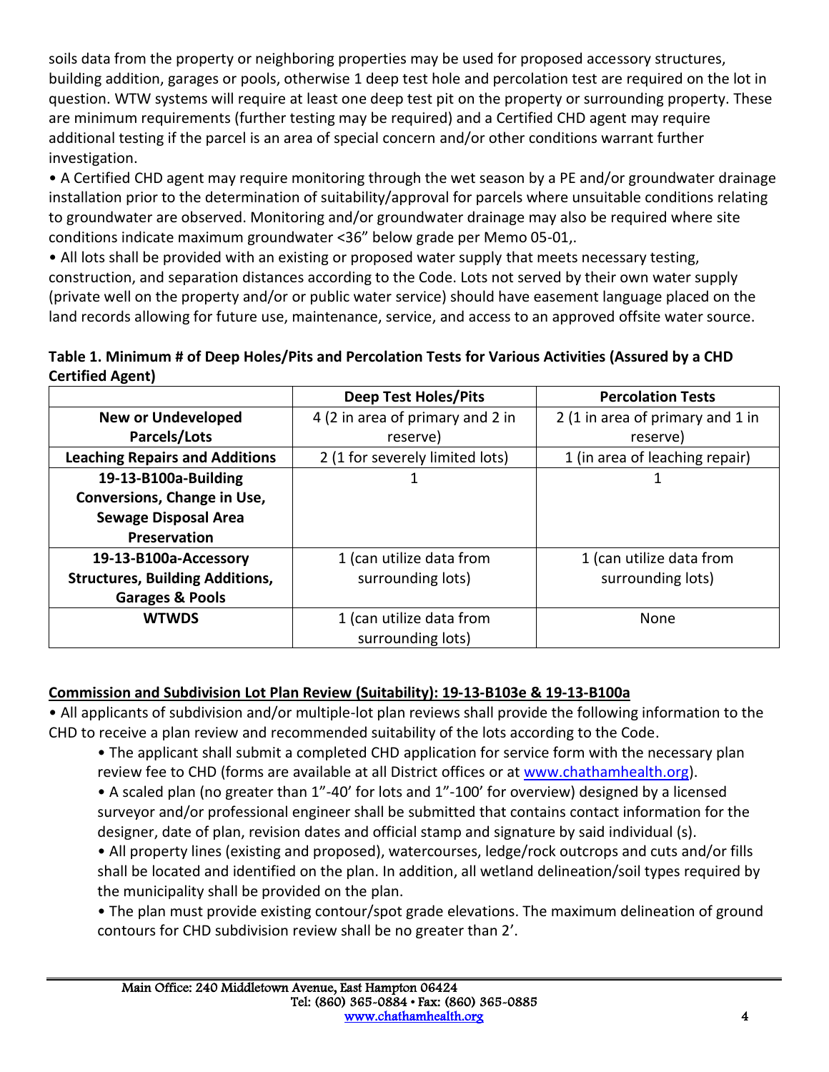soils data from the property or neighboring properties may be used for proposed accessory structures, building addition, garages or pools, otherwise 1 deep test hole and percolation test are required on the lot in question. WTW systems will require at least one deep test pit on the property or surrounding property. These are minimum requirements (further testing may be required) and a Certified CHD agent may require additional testing if the parcel is an area of special concern and/or other conditions warrant further investigation.

- A Certified CHD agent may require monitoring through the wet season by a PE and/or groundwater drainage installation prior to the determination of suitability/approval for parcels where unsuitable conditions relating to groundwater are observed. Monitoring and/or groundwater drainage may also be required where site conditions indicate maximum groundwater <36" below grade per Memo 05-01,.
- All lots shall be provided with an existing or proposed water supply that meets necessary testing, construction, and separation distances according to the Code. Lots not served by their own water supply (private well on the property and/or or public water service) should have easement language placed on the land records allowing for future use, maintenance, service, and access to an approved offsite water source.

**Table 1. Minimum # of Deep Holes/Pits and Percolation Tests for Various Activities (Assured by a CHD Certified Agent)**

| | **Deep Test Holes/Pits** | **Percolation Tests** |
|---|---|---|
| **New or Undeveloped Parcels/Lots** | 4 (2 in area of primary and 2 in reserve) | 2 (1 in area of primary and 1 in reserve) |
| **Leaching Repairs and Additions** | 2 (1 for severely limited lots) | 1 (in area of leaching repair) |
| **19-13-B100a-Building Conversions, Change in Use, Sewage Disposal Area Preservation** | 1 | 1 |
| **19-13-B100a-Accessory Structures, Building Additions, Garages & Pools** | 1 (can utilize data from surrounding lots) | 1 (can utilize data from surrounding lots) |
| **WTWDS** | 1 (can utilize data from surrounding lots) | None |

**Commission and Subdivision Lot Plan Review (Suitability): 19-13-B103e & 19-13-B100a**

- All applicants of subdivision and/or multiple-lot plan reviews shall provide the following information to the CHD to receive a plan review and recommended suitability of the lots according to the Code.
  - The applicant shall submit a completed CHD application for service form with the necessary plan review fee to CHD (forms are available at all District offices or at www.chathamhealth.org).
  - A scaled plan (no greater than 1"-40' for lots and 1"-100' for overview) designed by a licensed surveyor and/or professional engineer shall be submitted that contains contact information for the designer, date of plan, revision dates and official stamp and signature by said individual (s).
  - All property lines (existing and proposed), watercourses, ledge/rock outcrops and cuts and/or fills shall be located and identified on the plan. In addition, all wetland delineation/soil types required by the municipality shall be provided on the plan.
  - The plan must provide existing contour/spot grade elevations. The maximum delineation of ground contours for CHD subdivision review shall be no greater than 2'.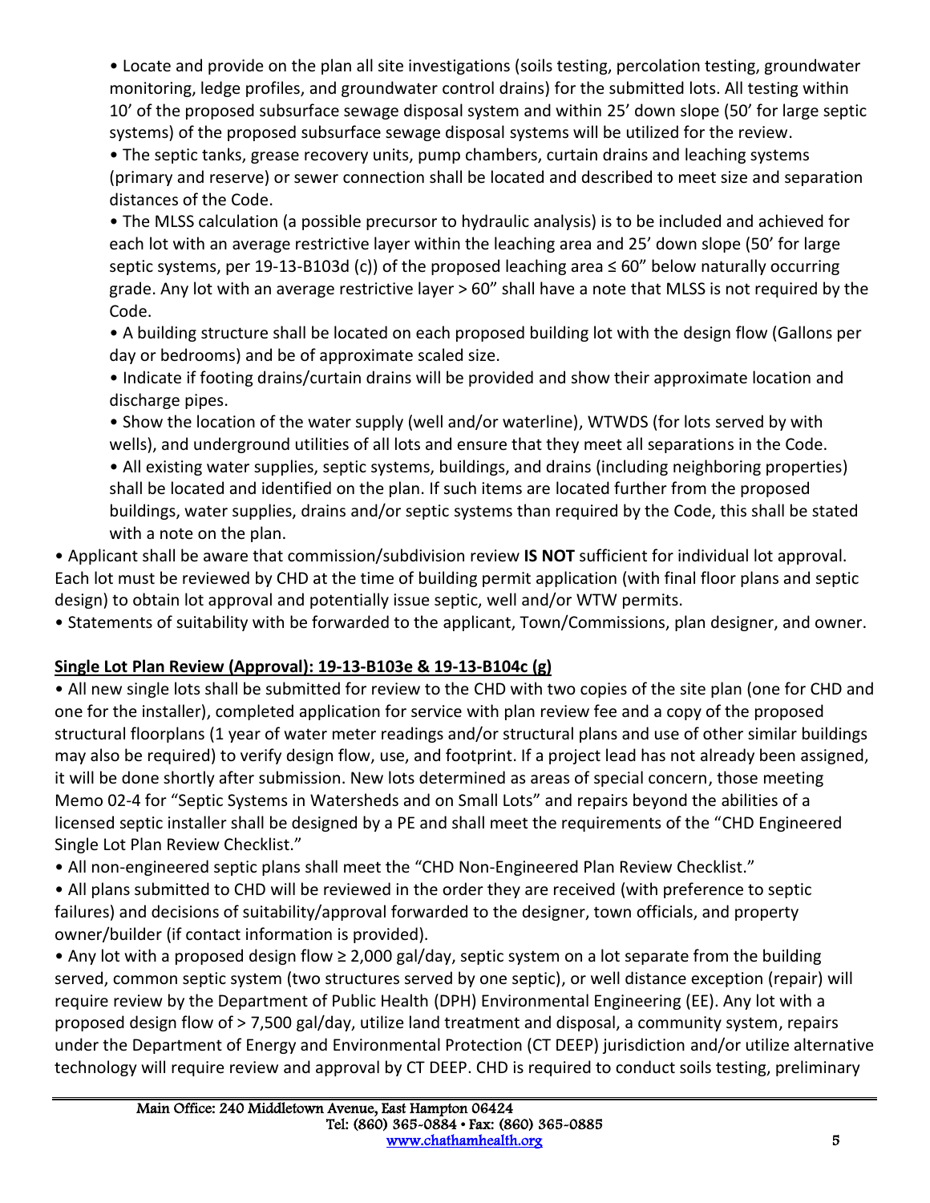- Locate and provide on the plan all site investigations (soils testing, percolation testing, groundwater monitoring, ledge profiles, and groundwater control drains) for the submitted lots. All testing within 10' of the proposed subsurface sewage disposal system and within 25' down slope (50' for large septic systems) of the proposed subsurface sewage disposal systems will be utilized for the review.
- The septic tanks, grease recovery units, pump chambers, curtain drains and leaching systems (primary and reserve) or sewer connection shall be located and described to meet size and separation distances of the Code.
- The MLSS calculation (a possible precursor to hydraulic analysis) is to be included and achieved for each lot with an average restrictive layer within the leaching area and 25' down slope (50' for large septic systems, per 19-13-B103d (c)) of the proposed leaching area ≤ 60" below naturally occurring grade. Any lot with an average restrictive layer > 60" shall have a note that MLSS is not required by the Code.
- A building structure shall be located on each proposed building lot with the design flow (Gallons per day or bedrooms) and be of approximate scaled size.
- Indicate if footing drains/curtain drains will be provided and show their approximate location and discharge pipes.
- Show the location of the water supply (well and/or waterline), WTWDS (for lots served by with wells), and underground utilities of all lots and ensure that they meet all separations in the Code.
- All existing water supplies, septic systems, buildings, and drains (including neighboring properties) shall be located and identified on the plan. If such items are located further from the proposed buildings, water supplies, drains and/or septic systems than required by the Code, this shall be stated with a note on the plan.

- Applicant shall be aware that commission/subdivision review **IS NOT** sufficient for individual lot approval. Each lot must be reviewed by CHD at the time of building permit application (with final floor plans and septic design) to obtain lot approval and potentially issue septic, well and/or WTW permits.
- Statements of suitability with be forwarded to the applicant, Town/Commissions, plan designer, and owner.

**Single Lot Plan Review (Approval): 19-13-B103e & 19-13-B104c (g)**

- All new single lots shall be submitted for review to the CHD with two copies of the site plan (one for CHD and one for the installer), completed application for service with plan review fee and a copy of the proposed structural floorplans (1 year of water meter readings and/or structural plans and use of other similar buildings may also be required) to verify design flow, use, and footprint. If a project lead has not already been assigned, it will be done shortly after submission. New lots determined as areas of special concern, those meeting Memo 02-4 for "Septic Systems in Watersheds and on Small Lots" and repairs beyond the abilities of a licensed septic installer shall be designed by a PE and shall meet the requirements of the "CHD Engineered Single Lot Plan Review Checklist."
- All non-engineered septic plans shall meet the "CHD Non-Engineered Plan Review Checklist."
- All plans submitted to CHD will be reviewed in the order they are received (with preference to septic failures) and decisions of suitability/approval forwarded to the designer, town officials, and property owner/builder (if contact information is provided).
- Any lot with a proposed design flow ≥ 2,000 gal/day, septic system on a lot separate from the building served, common septic system (two structures served by one septic), or well distance exception (repair) will require review by the Department of Public Health (DPH) Environmental Engineering (EE). Any lot with a proposed design flow of > 7,500 gal/day, utilize land treatment and disposal, a community system, repairs under the Department of Energy and Environmental Protection (CT DEEP) jurisdiction and/or utilize alternative technology will require review and approval by CT DEEP. CHD is required to conduct soils testing, preliminary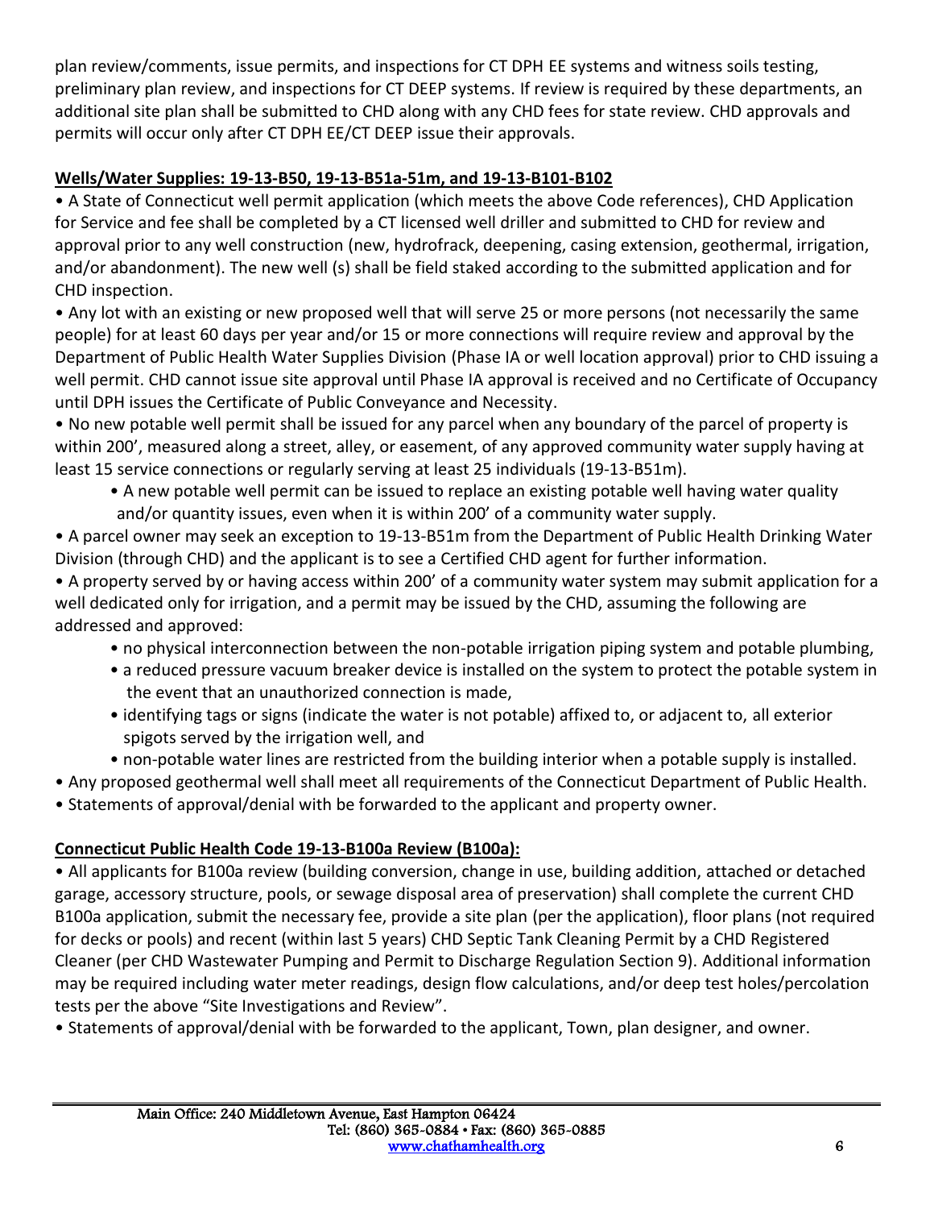plan review/comments, issue permits, and inspections for CT DPH EE systems and witness soils testing, preliminary plan review, and inspections for CT DEEP systems. If review is required by these departments, an additional site plan shall be submitted to CHD along with any CHD fees for state review. CHD approvals and permits will occur only after CT DPH EE/CT DEEP issue their approvals.

**Wells/Water Supplies: 19-13-B50, 19-13-B51a-51m, and 19-13-B101-B102**

- A State of Connecticut well permit application (which meets the above Code references), CHD Application for Service and fee shall be completed by a CT licensed well driller and submitted to CHD for review and approval prior to any well construction (new, hydrofrack, deepening, casing extension, geothermal, irrigation, and/or abandonment). The new well (s) shall be field staked according to the submitted application and for CHD inspection.
- Any lot with an existing or new proposed well that will serve 25 or more persons (not necessarily the same people) for at least 60 days per year and/or 15 or more connections will require review and approval by the Department of Public Health Water Supplies Division (Phase IA or well location approval) prior to CHD issuing a well permit. CHD cannot issue site approval until Phase IA approval is received and no Certificate of Occupancy until DPH issues the Certificate of Public Conveyance and Necessity.
- No new potable well permit shall be issued for any parcel when any boundary of the parcel of property is within 200', measured along a street, alley, or easement, of any approved community water supply having at least 15 service connections or regularly serving at least 25 individuals (19-13-B51m).
  - A new potable well permit can be issued to replace an existing potable well having water quality and/or quantity issues, even when it is within 200' of a community water supply.
- A parcel owner may seek an exception to 19-13-B51m from the Department of Public Health Drinking Water Division (through CHD) and the applicant is to see a Certified CHD agent for further information.
- A property served by or having access within 200' of a community water system may submit application for a well dedicated only for irrigation, and a permit may be issued by the CHD, assuming the following are addressed and approved:
  - no physical interconnection between the non-potable irrigation piping system and potable plumbing,
  - a reduced pressure vacuum breaker device is installed on the system to protect the potable system in the event that an unauthorized connection is made,
  - identifying tags or signs (indicate the water is not potable) affixed to, or adjacent to, all exterior spigots served by the irrigation well, and
  - non-potable water lines are restricted from the building interior when a potable supply is installed.
- Any proposed geothermal well shall meet all requirements of the Connecticut Department of Public Health.
- Statements of approval/denial with be forwarded to the applicant and property owner.

**Connecticut Public Health Code 19-13-B100a Review (B100a):**

- All applicants for B100a review (building conversion, change in use, building addition, attached or detached garage, accessory structure, pools, or sewage disposal area of preservation) shall complete the current CHD B100a application, submit the necessary fee, provide a site plan (per the application), floor plans (not required for decks or pools) and recent (within last 5 years) CHD Septic Tank Cleaning Permit by a CHD Registered Cleaner (per CHD Wastewater Pumping and Permit to Discharge Regulation Section 9). Additional information may be required including water meter readings, design flow calculations, and/or deep test holes/percolation tests per the above "Site Investigations and Review".
- Statements of approval/denial with be forwarded to the applicant, Town, plan designer, and owner.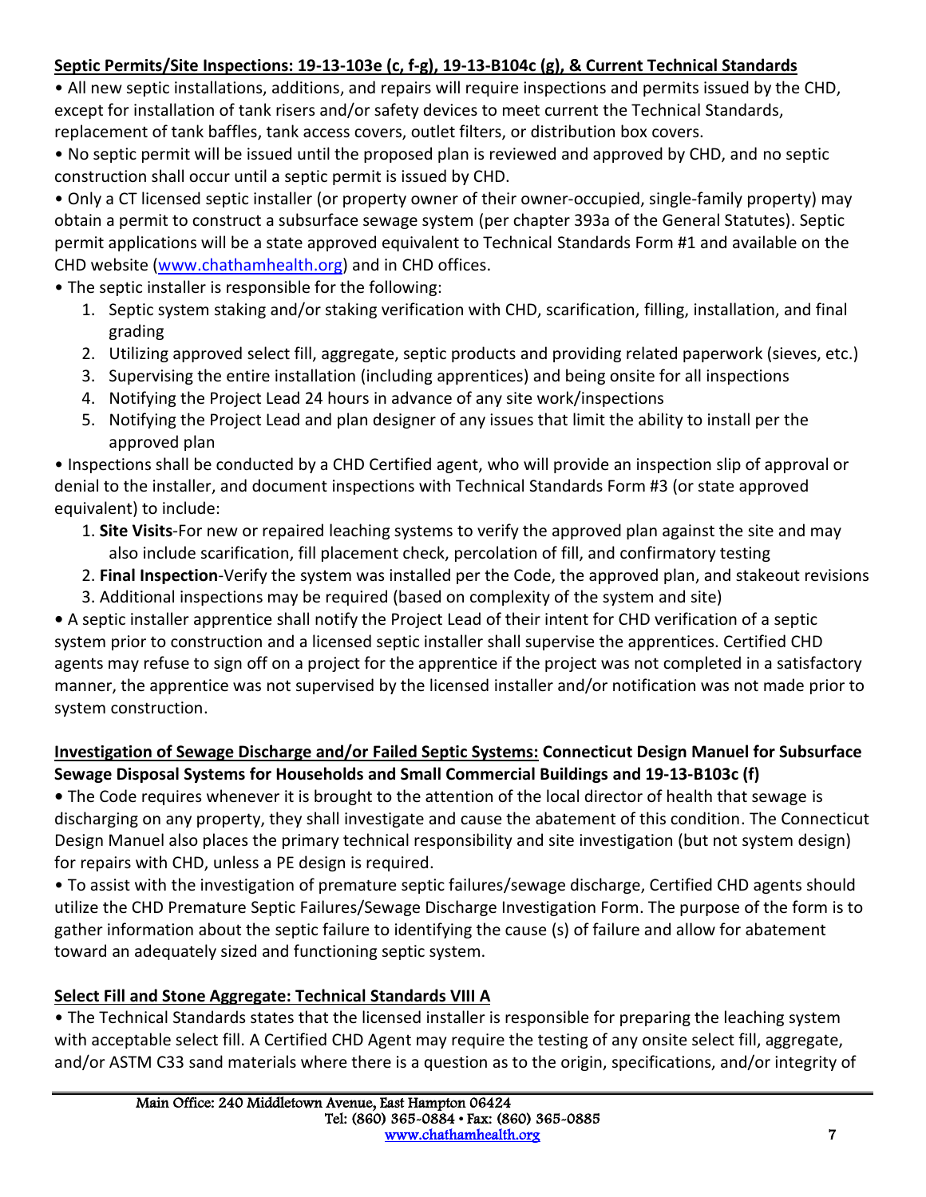**<u>Septic Permits/Site Inspections: 19-13-103e (c, f-g), 19-13-B104c (g), & Current Technical Standards</u>**

- All new septic installations, additions, and repairs will require inspections and permits issued by the CHD, except for installation of tank risers and/or safety devices to meet current the Technical Standards, replacement of tank baffles, tank access covers, outlet filters, or distribution box covers.
- No septic permit will be issued until the proposed plan is reviewed and approved by CHD, and no septic construction shall occur until a septic permit is issued by CHD.
- Only a CT licensed septic installer (or property owner of their owner-occupied, single-family property) may obtain a permit to construct a subsurface sewage system (per chapter 393a of the General Statutes). Septic permit applications will be a state approved equivalent to Technical Standards Form #1 and available on the CHD website (www.chathamhealth.org) and in CHD offices.
- The septic installer is responsible for the following:
  1. Septic system staking and/or staking verification with CHD, scarification, filling, installation, and final grading
  2. Utilizing approved select fill, aggregate, septic products and providing related paperwork (sieves, etc.)
  3. Supervising the entire installation (including apprentices) and being onsite for all inspections
  4. Notifying the Project Lead 24 hours in advance of any site work/inspections
  5. Notifying the Project Lead and plan designer of any issues that limit the ability to install per the approved plan
- Inspections shall be conducted by a CHD Certified agent, who will provide an inspection slip of approval or denial to the installer, and document inspections with Technical Standards Form #3 (or state approved equivalent) to include:
  1. **Site Visits**-For new or repaired leaching systems to verify the approved plan against the site and may also include scarification, fill placement check, percolation of fill, and confirmatory testing
  2. **Final Inspection**-Verify the system was installed per the Code, the approved plan, and stakeout revisions
  3. Additional inspections may be required (based on complexity of the system and site)
- A septic installer apprentice shall notify the Project Lead of their intent for CHD verification of a septic system prior to construction and a licensed septic installer shall supervise the apprentices. Certified CHD agents may refuse to sign off on a project for the apprentice if the project was not completed in a satisfactory manner, the apprentice was not supervised by the licensed installer and/or notification was not made prior to system construction.

**<u>Investigation of Sewage Discharge and/or Failed Septic Systems:</u> Connecticut Design Manuel for Subsurface Sewage Disposal Systems for Households and Small Commercial Buildings and 19-13-B103c (f)**

- The Code requires whenever it is brought to the attention of the local director of health that sewage is discharging on any property, they shall investigate and cause the abatement of this condition. The Connecticut Design Manuel also places the primary technical responsibility and site investigation (but not system design) for repairs with CHD, unless a PE design is required.
- To assist with the investigation of premature septic failures/sewage discharge, Certified CHD agents should utilize the CHD Premature Septic Failures/Sewage Discharge Investigation Form. The purpose of the form is to gather information about the septic failure to identifying the cause (s) of failure and allow for abatement toward an adequately sized and functioning septic system.

**<u>Select Fill and Stone Aggregate: Technical Standards VIII A</u>**

- The Technical Standards states that the licensed installer is responsible for preparing the leaching system with acceptable select fill. A Certified CHD Agent may require the testing of any onsite select fill, aggregate, and/or ASTM C33 sand materials where there is a question as to the origin, specifications, and/or integrity of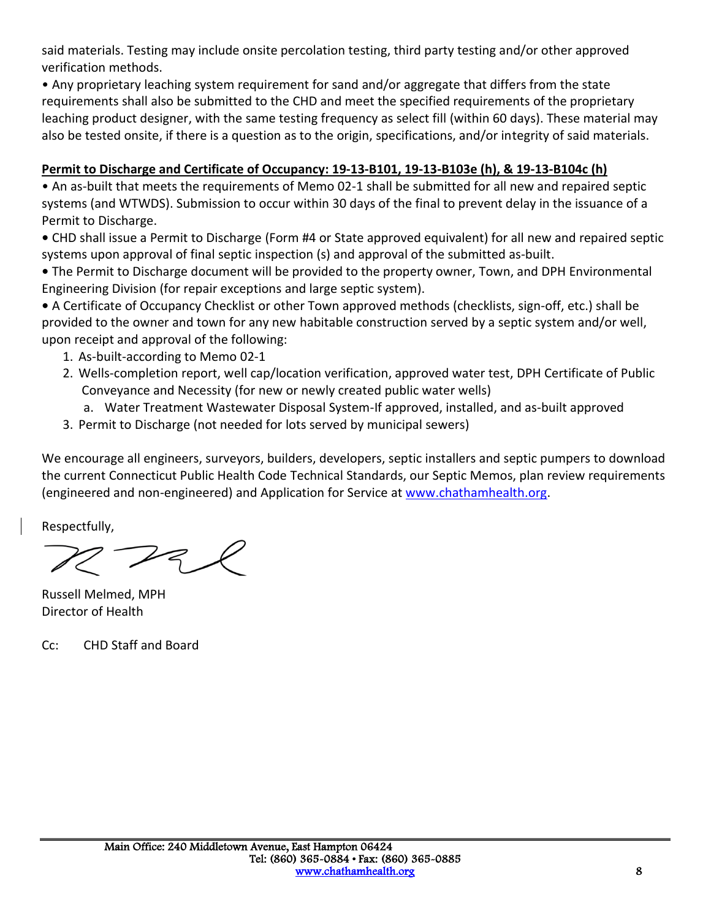said materials. Testing may include onsite percolation testing, third party testing and/or other approved verification methods.

• Any proprietary leaching system requirement for sand and/or aggregate that differs from the state requirements shall also be submitted to the CHD and meet the specified requirements of the proprietary leaching product designer, with the same testing frequency as select fill (within 60 days). These material may also be tested onsite, if there is a question as to the origin, specifications, and/or integrity of said materials.

**Permit to Discharge and Certificate of Occupancy: 19-13-B101, 19-13-B103e (h), & 19-13-B104c (h)**

• An as-built that meets the requirements of Memo 02-1 shall be submitted for all new and repaired septic systems (and WTWDS). Submission to occur within 30 days of the final to prevent delay in the issuance of a Permit to Discharge.

• CHD shall issue a Permit to Discharge (Form #4 or State approved equivalent) for all new and repaired septic systems upon approval of final septic inspection (s) and approval of the submitted as-built.

• The Permit to Discharge document will be provided to the property owner, Town, and DPH Environmental Engineering Division (for repair exceptions and large septic system).

• A Certificate of Occupancy Checklist or other Town approved methods (checklists, sign-off, etc.) shall be provided to the owner and town for any new habitable construction served by a septic system and/or well, upon receipt and approval of the following:

1. As-built-according to Memo 02-1
2. Wells-completion report, well cap/location verification, approved water test, DPH Certificate of Public Conveyance and Necessity (for new or newly created public water wells)
   a. Water Treatment Wastewater Disposal System-If approved, installed, and as-built approved
3. Permit to Discharge (not needed for lots served by municipal sewers)

We encourage all engineers, surveyors, builders, developers, septic installers and septic pumpers to download the current Connecticut Public Health Code Technical Standards, our Septic Memos, plan review requirements (engineered and non-engineered) and Application for Service at www.chathamhealth.org.

Respectfully,

Russell Melmed, MPH
Director of Health

Cc: CHD Staff and Board

Main Office: 240 Middletown Avenue, East Hampton 06424
Tel: (860) 365-0884 • Fax: (860) 365-0885
www.chathamhealth.org